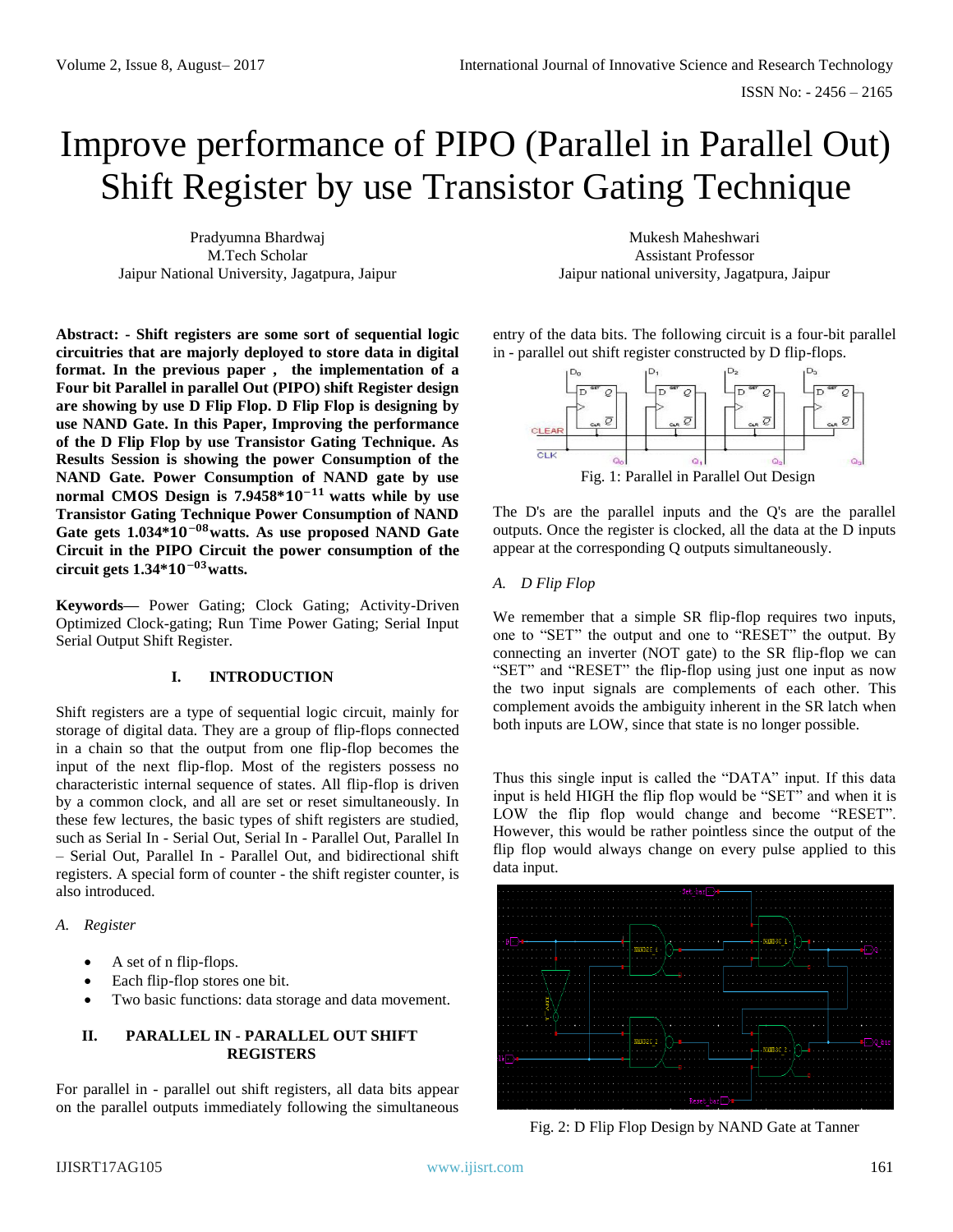# Improve performance of PIPO (Parallel in Parallel Out) Shift Register by use Transistor Gating Technique

Pradyumna Bhardwaj
M.Tech Scholar
Jaipur National University, Jagatpura, Jaipur

Mukesh Maheshwari
Assistant Professor
Jaipur national university, Jagatpura, Jaipur

**Abstract: - Shift registers are some sort of sequential logic circuitries that are majorly deployed to store data in digital format. In the previous paper , the implementation of a Four bit Parallel in parallel Out (PIPO) shift Register design are showing by use D Flip Flop. D Flip Flop is designing by use NAND Gate. In this Paper, Improving the performance of the D Flip Flop by use Transistor Gating Technique. As Results Session is showing the power Consumption of the NAND Gate. Power Consumption of NAND gate by use normal CMOS Design is 7.9458\*$10^{-11}$ watts while by use Transistor Gating Technique Power Consumption of NAND Gate gets 1.034\*$10^{-08}$watts. As use proposed NAND Gate Circuit in the PIPO Circuit the power consumption of the circuit gets 1.34\*$10^{-03}$watts.**

**Keywords—** Power Gating; Clock Gating; Activity-Driven Optimized Clock-gating; Run Time Power Gating; Serial Input Serial Output Shift Register.

## I. INTRODUCTION

Shift registers are a type of sequential logic circuit, mainly for storage of digital data. They are a group of flip-flops connected in a chain so that the output from one flip-flop becomes the input of the next flip-flop. Most of the registers possess no characteristic internal sequence of states. All flip-flop is driven by a common clock, and all are set or reset simultaneously. In these few lectures, the basic types of shift registers are studied, such as Serial In - Serial Out, Serial In - Parallel Out, Parallel In – Serial Out, Parallel In - Parallel Out, and bidirectional shift registers. A special form of counter - the shift register counter, is also introduced.

### *A. Register*

- A set of n flip-flops.
- Each flip-flop stores one bit.
- Two basic functions: data storage and data movement.

## II. PARALLEL IN - PARALLEL OUT SHIFT REGISTERS

For parallel in - parallel out shift registers, all data bits appear on the parallel outputs immediately following the simultaneous entry of the data bits. The following circuit is a four-bit parallel in - parallel out shift register constructed by D flip-flops.

Fig. 1: Parallel in Parallel Out Design

The D's are the parallel inputs and the Q's are the parallel outputs. Once the register is clocked, all the data at the D inputs appear at the corresponding Q outputs simultaneously.

### *A. D Flip Flop*

We remember that a simple SR flip-flop requires two inputs, one to "SET" the output and one to "RESET" the output. By connecting an inverter (NOT gate) to the SR flip-flop we can "SET" and "RESET" the flip-flop using just one input as now the two input signals are complements of each other. This complement avoids the ambiguity inherent in the SR latch when both inputs are LOW, since that state is no longer possible.

Thus this single input is called the "DATA" input. If this data input is held HIGH the flip flop would be "SET" and when it is LOW the flip flop would change and become "RESET". However, this would be rather pointless since the output of the flip flop would always change on every pulse applied to this data input.

Fig. 2: D Flip Flop Design by NAND Gate at Tanner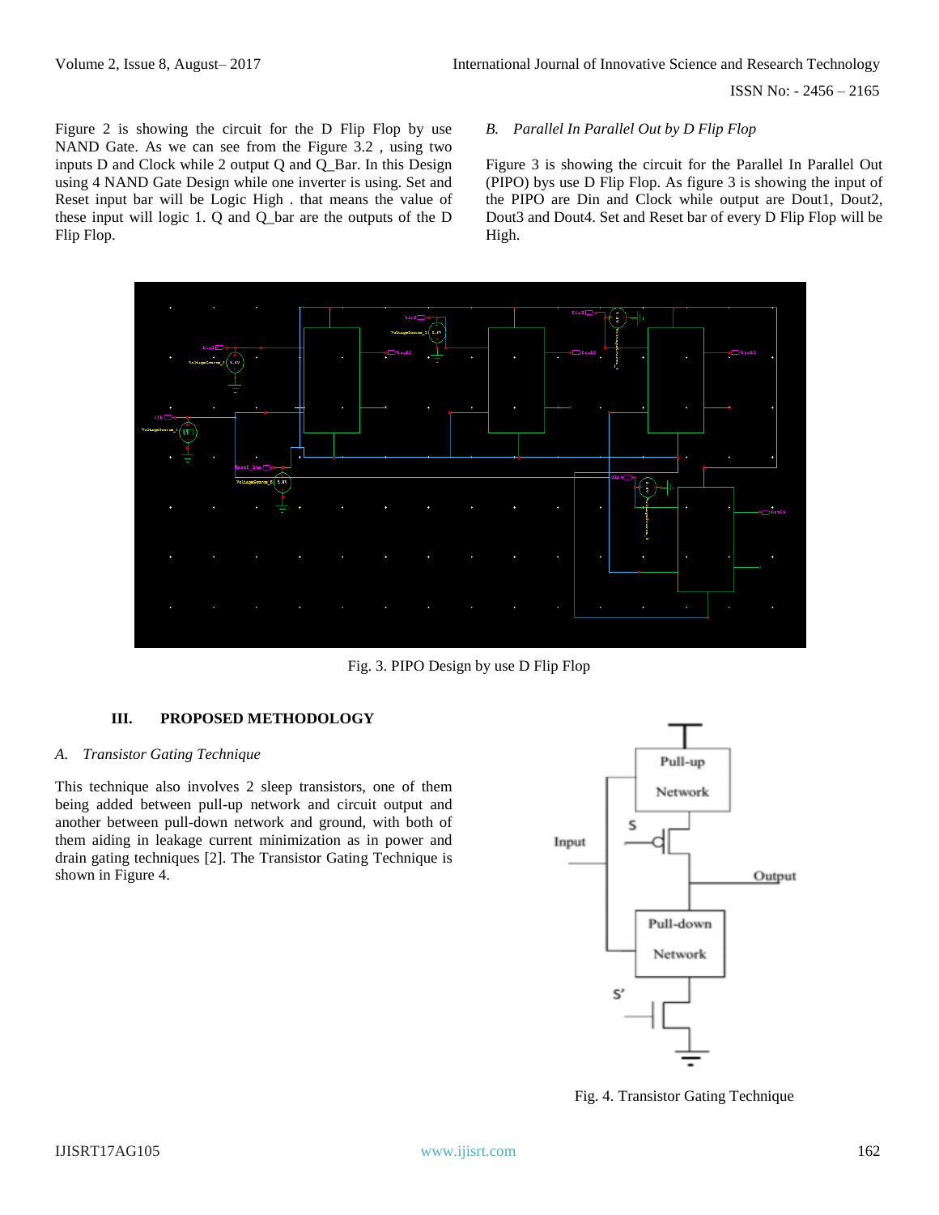Figure 2 is showing the circuit for the D Flip Flop by use NAND Gate. As we can see from the Figure 3.2 , using two inputs D and Clock while 2 output Q and Q_Bar. In this Design using 4 NAND Gate Design while one inverter is using. Set and Reset input bar will be Logic High . that means the value of these input will logic 1. Q and Q_bar are the outputs of the D Flip Flop.

### *B. Parallel In Parallel Out by D Flip Flop*

Figure 3 is showing the circuit for the Parallel In Parallel Out (PIPO) bys use D Flip Flop. As figure 3 is showing the input of the PIPO are Din and Clock while output are Dout1, Dout2, Dout3 and Dout4. Set and Reset bar of every D Flip Flop will be High.

Fig. 3. PIPO Design by use D Flip Flop

## III. PROPOSED METHODOLOGY

### *A. Transistor Gating Technique*

This technique also involves 2 sleep transistors, one of them being added between pull-up network and circuit output and another between pull-down network and ground, with both of them aiding in leakage current minimization as in power and drain gating techniques [2]. The Transistor Gating Technique is shown in Figure 4.

Fig. 4. Transistor Gating Technique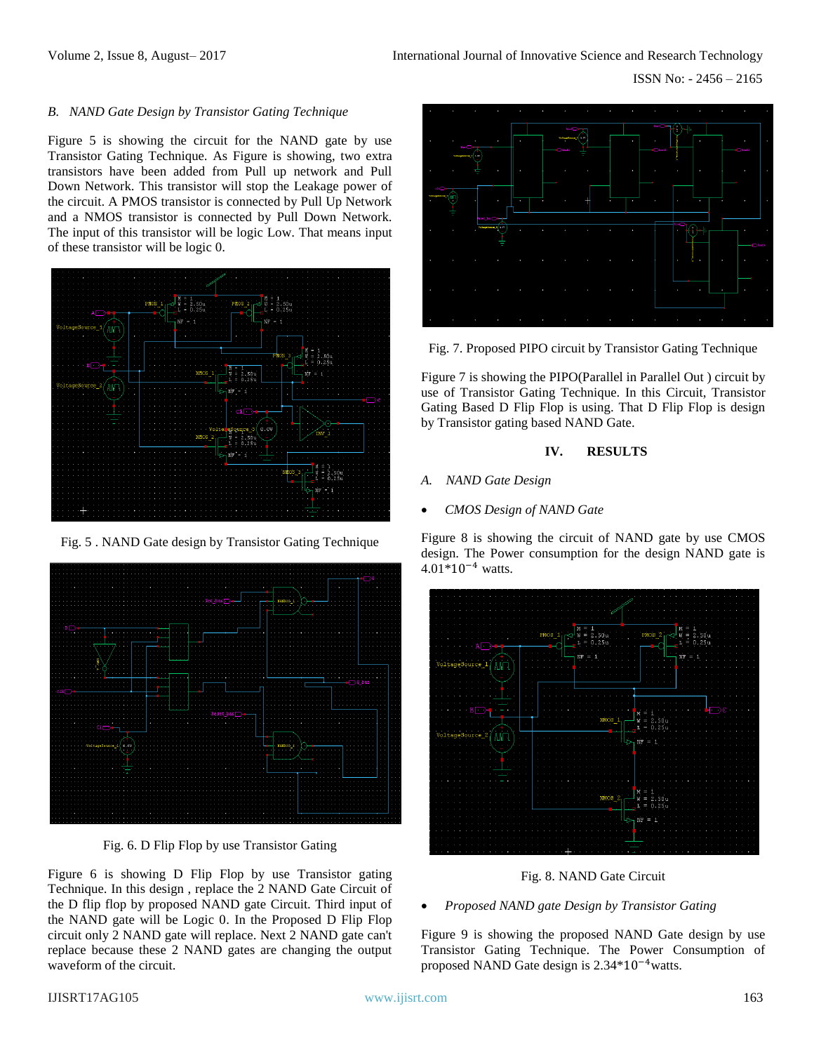### B. NAND Gate Design by Transistor Gating Technique

Figure 5 is showing the circuit for the NAND gate by use Transistor Gating Technique. As Figure is showing, two extra transistors have been added from Pull up network and Pull Down Network. This transistor will stop the Leakage power of the circuit. A PMOS transistor is connected by Pull Up Network and a NMOS transistor is connected by Pull Down Network. The input of this transistor will be logic Low. That means input of these transistor will be logic 0.

Fig. 5 . NAND Gate design by Transistor Gating Technique

Fig. 6. D Flip Flop by use Transistor Gating

Figure 6 is showing D Flip Flop by use Transistor gating Technique. In this design , replace the 2 NAND Gate Circuit of the D flip flop by proposed NAND gate Circuit. Third input of the NAND gate will be Logic 0. In the Proposed D Flip Flop circuit only 2 NAND gate will replace. Next 2 NAND gate can't replace because these 2 NAND gates are changing the output waveform of the circuit.

Fig. 7. Proposed PIPO circuit by Transistor Gating Technique

Figure 7 is showing the PIPO(Parallel in Parallel Out ) circuit by use of Transistor Gating Technique. In this Circuit, Transistor Gating Based D Flip Flop is using. That D Flip Flop is design by Transistor gating based NAND Gate.

## IV. RESULTS

### A. NAND Gate Design

- *CMOS Design of NAND Gate*

Figure 8 is showing the circuit of NAND gate by use CMOS design. The Power consumption for the design NAND gate is $4.01*10^{-4}$ watts.

Fig. 8. NAND Gate Circuit

- *Proposed NAND gate Design by Transistor Gating*

Figure 9 is showing the proposed NAND Gate design by use Transistor Gating Technique. The Power Consumption of proposed NAND Gate design is $2.34*10^{-4}$watts.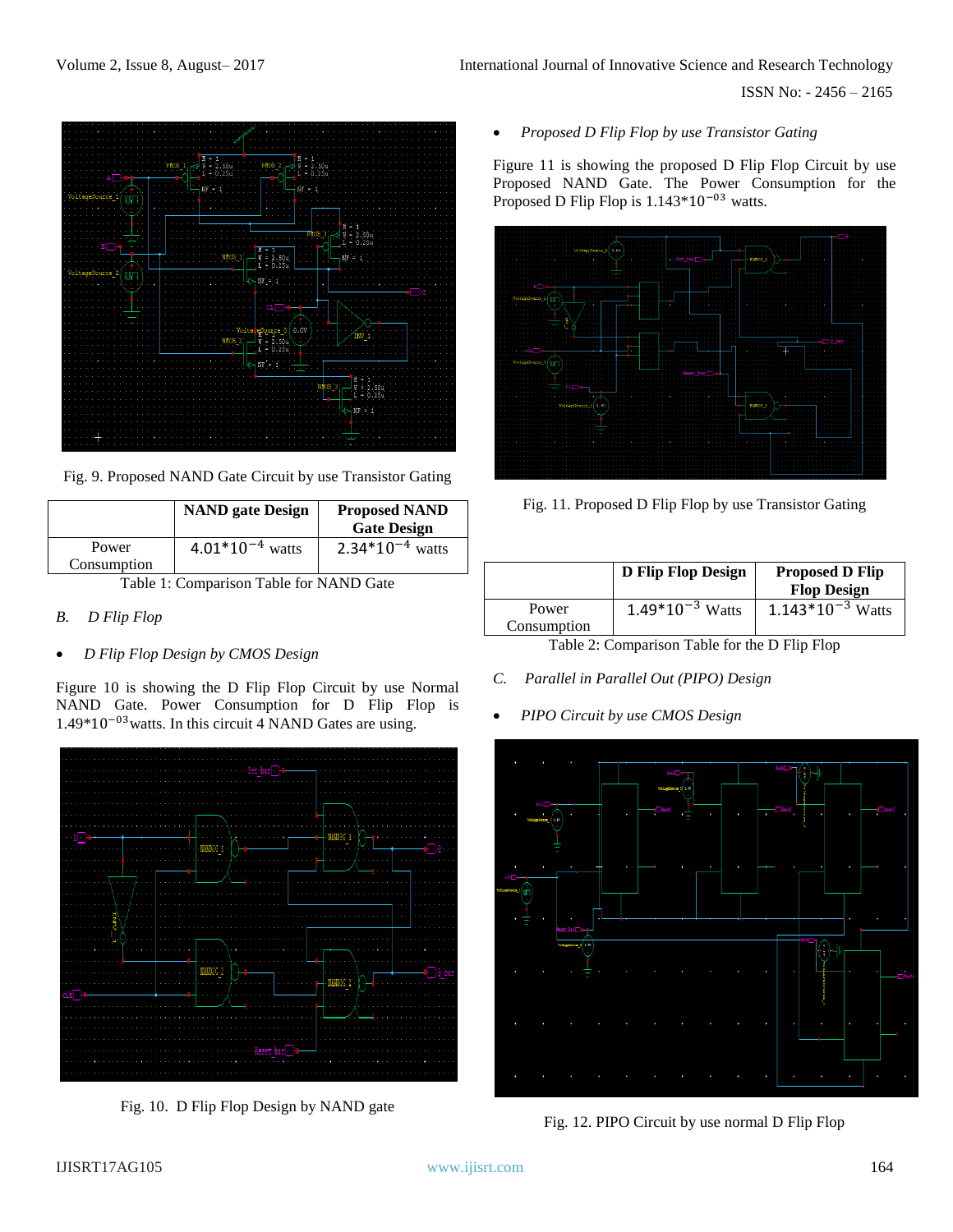Fig. 9. Proposed NAND Gate Circuit by use Transistor Gating

| | NAND gate Design | Proposed NAND Gate Design |
|---|---|---|
| Power Consumption | $4.01*10^{-4}$ watts | $2.34*10^{-4}$ watts |

Table 1: Comparison Table for NAND Gate

### *B. D Flip Flop*

- *D Flip Flop Design by CMOS Design*

Figure 10 is showing the D Flip Flop Circuit by use Normal NAND Gate. Power Consumption for D Flip Flop is $1.49*10^{-03}$ watts. In this circuit 4 NAND Gates are using.

Fig. 10. D Flip Flop Design by NAND gate

- *Proposed D Flip Flop by use Transistor Gating*

Figure 11 is showing the proposed D Flip Flop Circuit by use Proposed NAND Gate. The Power Consumption for the Proposed D Flip Flop is $1.143*10^{-03}$ watts.

Fig. 11. Proposed D Flip Flop by use Transistor Gating

| | D Flip Flop Design | Proposed D Flip Flop Design |
|---|---|---|
| Power Consumption | $1.49*10^{-3}$ Watts | $1.143*10^{-3}$ Watts |

Table 2: Comparison Table for the D Flip Flop

### *C. Parallel in Parallel Out (PIPO) Design*

- *PIPO Circuit by use CMOS Design*

Fig. 12. PIPO Circuit by use normal D Flip Flop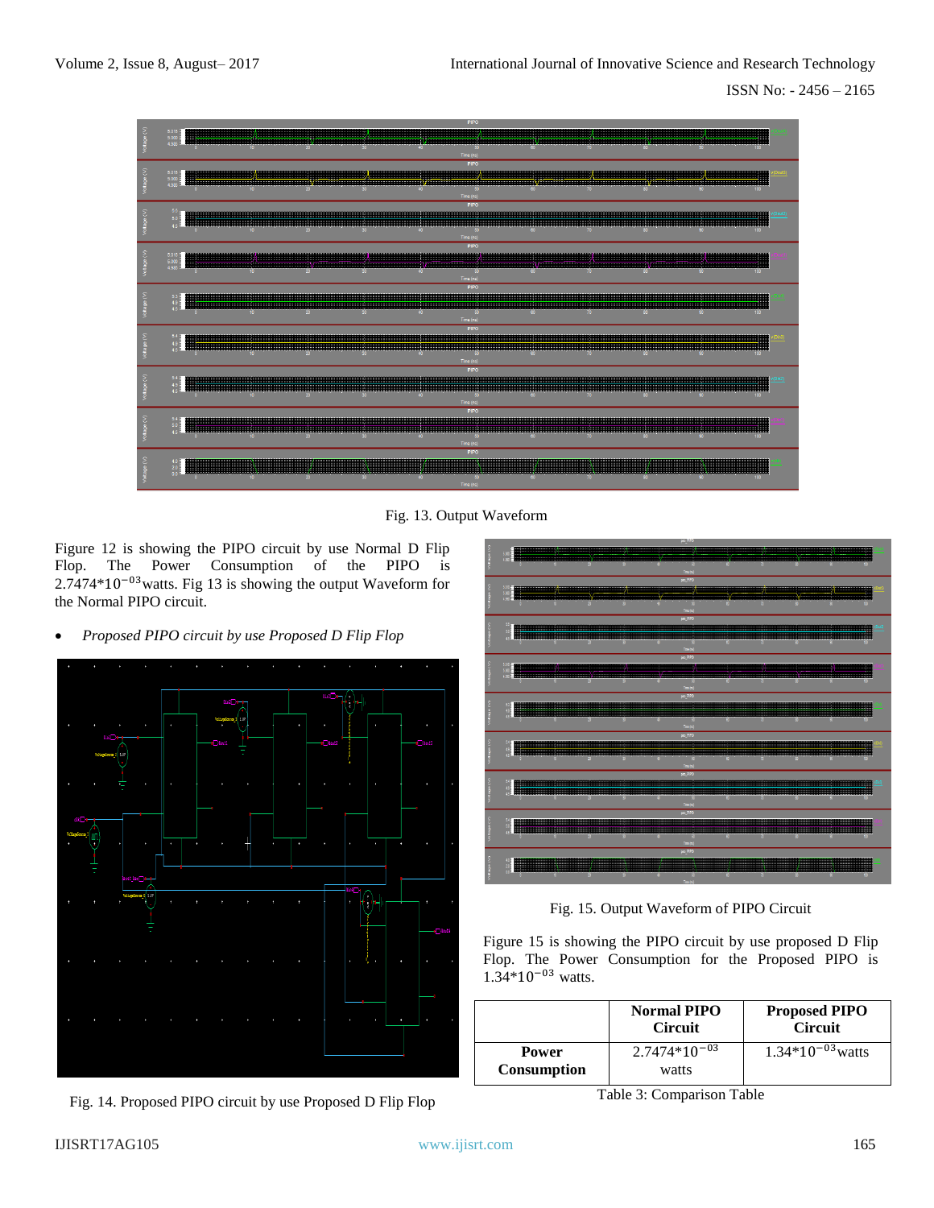Fig. 13. Output Waveform

Figure 12 is showing the PIPO circuit by use Normal D Flip Flop. The Power Consumption of the PIPO is $2.7474*10^{-03}$ watts. Fig 13 is showing the output Waveform for the Normal PIPO circuit.

- *Proposed PIPO circuit by use Proposed D Flip Flop*

Fig. 14. Proposed PIPO circuit by use Proposed D Flip Flop

Fig. 15. Output Waveform of PIPO Circuit

Figure 15 is showing the PIPO circuit by use proposed D Flip Flop. The Power Consumption for the Proposed PIPO is $1.34*10^{-03}$ watts.

| | Normal PIPO Circuit | Proposed PIPO Circuit |
|---|---|---|
| **Power Consumption** | $2.7474*10^{-03}$ watts | $1.34*10^{-03}$ watts |

Table 3: Comparison Table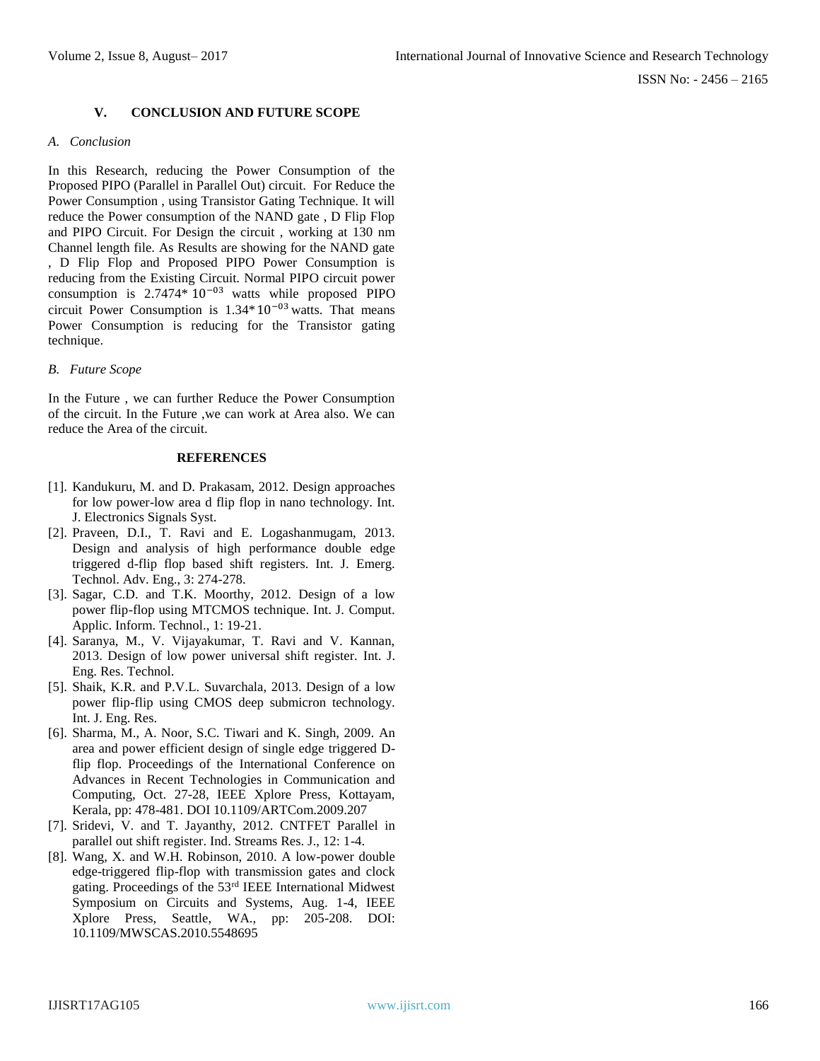## V. CONCLUSION AND FUTURE SCOPE

### *A. Conclusion*

In this Research, reducing the Power Consumption of the Proposed PIPO (Parallel in Parallel Out) circuit. For Reduce the Power Consumption , using Transistor Gating Technique. It will reduce the Power consumption of the NAND gate , D Flip Flop and PIPO Circuit. For Design the circuit , working at 130 nm Channel length file. As Results are showing for the NAND gate , D Flip Flop and Proposed PIPO Power Consumption is reducing from the Existing Circuit. Normal PIPO circuit power consumption is $2.7474*10^{-03}$ watts while proposed PIPO circuit Power Consumption is $1.34*10^{-03}$ watts. That means Power Consumption is reducing for the Transistor gating technique.

### *B. Future Scope*

In the Future , we can further Reduce the Power Consumption of the circuit. In the Future ,we can work at Area also. We can reduce the Area of the circuit.

## REFERENCES

[1]. Kandukuru, M. and D. Prakasam, 2012. Design approaches for low power-low area d flip flop in nano technology. Int. J. Electronics Signals Syst.

[2]. Praveen, D.I., T. Ravi and E. Logashanmugam, 2013. Design and analysis of high performance double edge triggered d-flip flop based shift registers. Int. J. Emerg. Technol. Adv. Eng., 3: 274-278.

[3]. Sagar, C.D. and T.K. Moorthy, 2012. Design of a low power flip-flop using MTCMOS technique. Int. J. Comput. Applic. Inform. Technol., 1: 19-21.

[4]. Saranya, M., V. Vijayakumar, T. Ravi and V. Kannan, 2013. Design of low power universal shift register. Int. J. Eng. Res. Technol.

[5]. Shaik, K.R. and P.V.L. Suvarchala, 2013. Design of a low power flip-flip using CMOS deep submicron technology. Int. J. Eng. Res.

[6]. Sharma, M., A. Noor, S.C. Tiwari and K. Singh, 2009. An area and power efficient design of single edge triggered D-flip flop. Proceedings of the International Conference on Advances in Recent Technologies in Communication and Computing, Oct. 27-28, IEEE Xplore Press, Kottayam, Kerala, pp: 478-481. DOI 10.1109/ARTCom.2009.207

[7]. Sridevi, V. and T. Jayanthy, 2012. CNTFET Parallel in parallel out shift register. Ind. Streams Res. J., 12: 1-4.

[8]. Wang, X. and W.H. Robinson, 2010. A low-power double edge-triggered flip-flop with transmission gates and clock gating. Proceedings of the 53rd IEEE International Midwest Symposium on Circuits and Systems, Aug. 1-4, IEEE Xplore Press, Seattle, WA., pp: 205-208. DOI: 10.1109/MWSCAS.2010.5548695